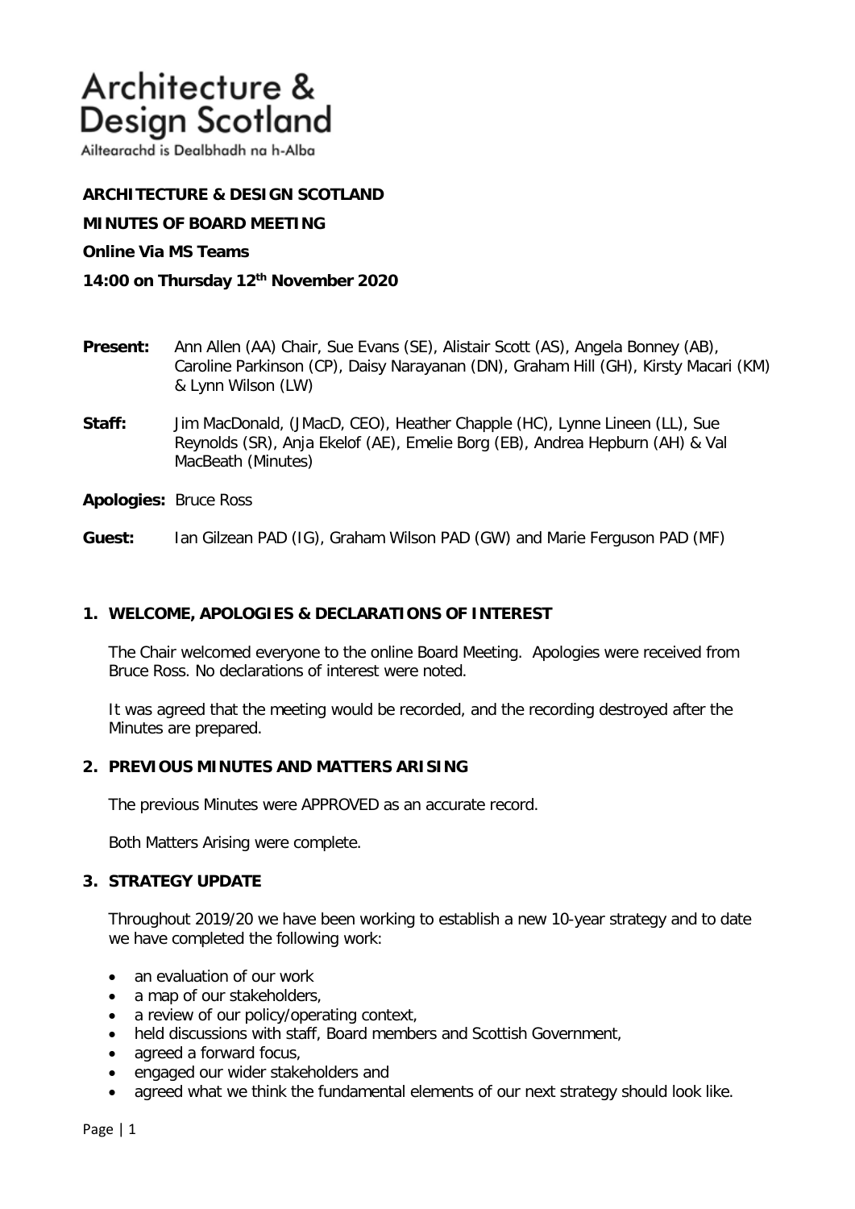# Architecture & Design Scotland

Ailtearachd is Dealbhadh na h-Alba

**ARCHITECTURE & DESIGN SCOTLAND**

**MINUTES OF BOARD MEETING**

**Online Via MS Teams**

**14:00 on Thursday 12th November 2020**

**Present:** Ann Allen (AA) Chair, Sue Evans (SE), Alistair Scott (AS), Angela Bonney (AB), Caroline Parkinson (CP), Daisy Narayanan (DN), Graham Hill (GH), Kirsty Macari (KM) & Lynn Wilson (LW)

**Staff:** Jim MacDonald, (JMacD, CEO), Heather Chapple (HC), Lynne Lineen (LL), Sue Reynolds (SR), Anja Ekelof (AE), Emelie Borg (EB), Andrea Hepburn (AH) & Val MacBeath (Minutes)

**Apologies:** Bruce Ross

**Guest:** Ian Gilzean PAD (IG), Graham Wilson PAD (GW) and Marie Ferguson PAD (MF)

## 1. WELCOME, APOLOGIES & DECLARATIONS OF INTEREST

The Chair welcomed everyone to the online Board Meeting. Apologies were received from Bruce Ross. No declarations of interest were noted.

It was agreed that the meeting would be recorded, and the recording destroyed after the Minutes are prepared.

## 2. PREVIOUS MINUTES AND MATTERS ARISING

The previous Minutes were APPROVED as an accurate record.

Both Matters Arising were complete.

## 3. STRATEGY UPDATE

Throughout 2019/20 we have been working to establish a new 10-year strategy and to date we have completed the following work:

- an evaluation of our work
- a map of our stakeholders,
- a review of our policy/operating context,
- held discussions with staff, Board members and Scottish Government,
- agreed a forward focus,
- engaged our wider stakeholders and
- agreed what we think the fundamental elements of our next strategy should look like.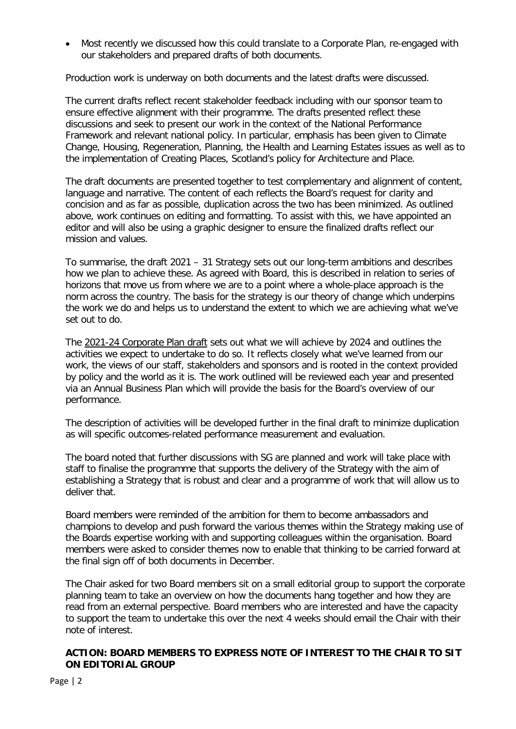- Most recently we discussed how this could translate to a Corporate Plan, re-engaged with our stakeholders and prepared drafts of both documents.

Production work is underway on both documents and the latest drafts were discussed.

The current drafts reflect recent stakeholder feedback including with our sponsor team to ensure effective alignment with their programme. The drafts presented reflect these discussions and seek to present our work in the context of the National Performance Framework and relevant national policy. In particular, emphasis has been given to Climate Change, Housing, Regeneration, Planning, the Health and Learning Estates issues as well as to the implementation of Creating Places, Scotland's policy for Architecture and Place.

The draft documents are presented together to test complementary and alignment of content, language and narrative. The content of each reflects the Board's request for clarity and concision and as far as possible, duplication across the two has been minimized. As outlined above, work continues on editing and formatting. To assist with this, we have appointed an editor and will also be using a graphic designer to ensure the finalized drafts reflect our mission and values.

To summarise, the draft 2021 – 31 Strategy sets out our long-term ambitions and describes how we plan to achieve these. As agreed with Board, this is described in relation to series of horizons that move us from where we are to a point where a whole-place approach is the norm across the country. The basis for the strategy is our theory of change which underpins the work we do and helps us to understand the extent to which we are achieving what we've set out to do.

The 2021-24 Corporate Plan draft sets out what we will achieve by 2024 and outlines the activities we expect to undertake to do so. It reflects closely what we've learned from our work, the views of our staff, stakeholders and sponsors and is rooted in the context provided by policy and the world as it is. The work outlined will be reviewed each year and presented via an Annual Business Plan which will provide the basis for the Board's overview of our performance.

The description of activities will be developed further in the final draft to minimize duplication as will specific outcomes-related performance measurement and evaluation.

The board noted that further discussions with SG are planned and work will take place with staff to finalise the programme that supports the delivery of the Strategy with the aim of establishing a Strategy that is robust and clear and a programme of work that will allow us to deliver that.

Board members were reminded of the ambition for them to become ambassadors and champions to develop and push forward the various themes within the Strategy making use of the Boards expertise working with and supporting colleagues within the organisation. Board members were asked to consider themes now to enable that thinking to be carried forward at the final sign off of both documents in December.

The Chair asked for two Board members sit on a small editorial group to support the corporate planning team to take an overview on how the documents hang together and how they are read from an external perspective. Board members who are interested and have the capacity to support the team to undertake this over the next 4 weeks should email the Chair with their note of interest.

**ACTION: BOARD MEMBERS TO EXPRESS NOTE OF INTEREST TO THE CHAIR TO SIT ON EDITORIAL GROUP**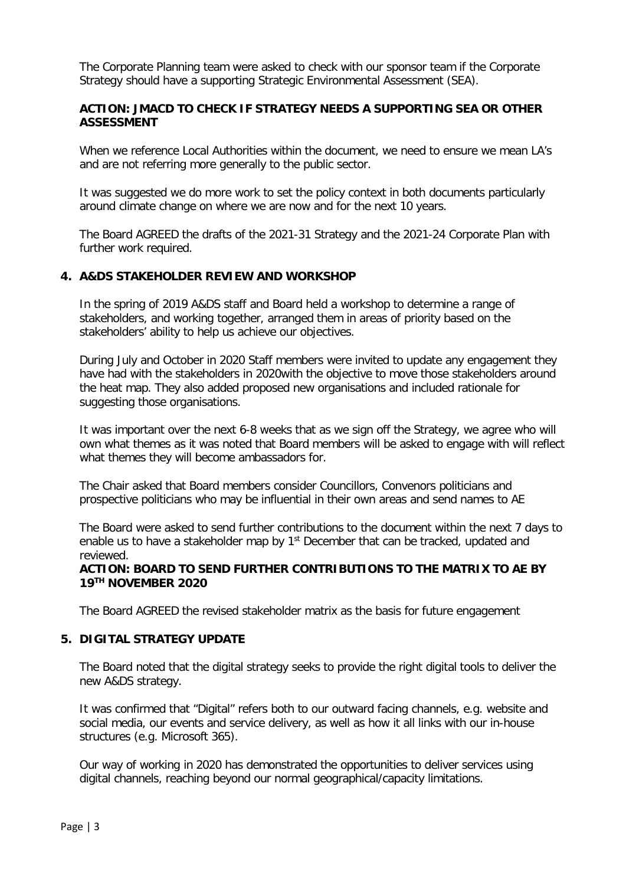The Corporate Planning team were asked to check with our sponsor team if the Corporate Strategy should have a supporting Strategic Environmental Assessment (SEA).

**ACTION: JMACD TO CHECK IF STRATEGY NEEDS A SUPPORTING SEA OR OTHER ASSESSMENT**

When we reference Local Authorities within the document, we need to ensure we mean LA's and are not referring more generally to the public sector.

It was suggested we do more work to set the policy context in both documents particularly around climate change on where we are now and for the next 10 years.

The Board AGREED the drafts of the 2021-31 Strategy and the 2021-24 Corporate Plan with further work required.

## 4. A&DS STAKEHOLDER REVIEW AND WORKSHOP

In the spring of 2019 A&DS staff and Board held a workshop to determine a range of stakeholders, and working together, arranged them in areas of priority based on the stakeholders' ability to help us achieve our objectives.

During July and October in 2020 Staff members were invited to update any engagement they have had with the stakeholders in 2020with the objective to move those stakeholders around the heat map. They also added proposed new organisations and included rationale for suggesting those organisations.

It was important over the next 6-8 weeks that as we sign off the Strategy, we agree who will own what themes as it was noted that Board members will be asked to engage with will reflect what themes they will become ambassadors for.

The Chair asked that Board members consider Councillors, Convenors politicians and prospective politicians who may be influential in their own areas and send names to AE

The Board were asked to send further contributions to the document within the next 7 days to enable us to have a stakeholder map by 1st December that can be tracked, updated and reviewed.

**ACTION: BOARD TO SEND FURTHER CONTRIBUTIONS TO THE MATRIX TO AE BY 19TH NOVEMBER 2020**

The Board AGREED the revised stakeholder matrix as the basis for future engagement

## 5. DIGITAL STRATEGY UPDATE

The Board noted that the digital strategy seeks to provide the right digital tools to deliver the new A&DS strategy.

It was confirmed that "Digital" refers both to our outward facing channels, e.g. website and social media, our events and service delivery, as well as how it all links with our in-house structures (e.g. Microsoft 365).

Our way of working in 2020 has demonstrated the opportunities to deliver services using digital channels, reaching beyond our normal geographical/capacity limitations.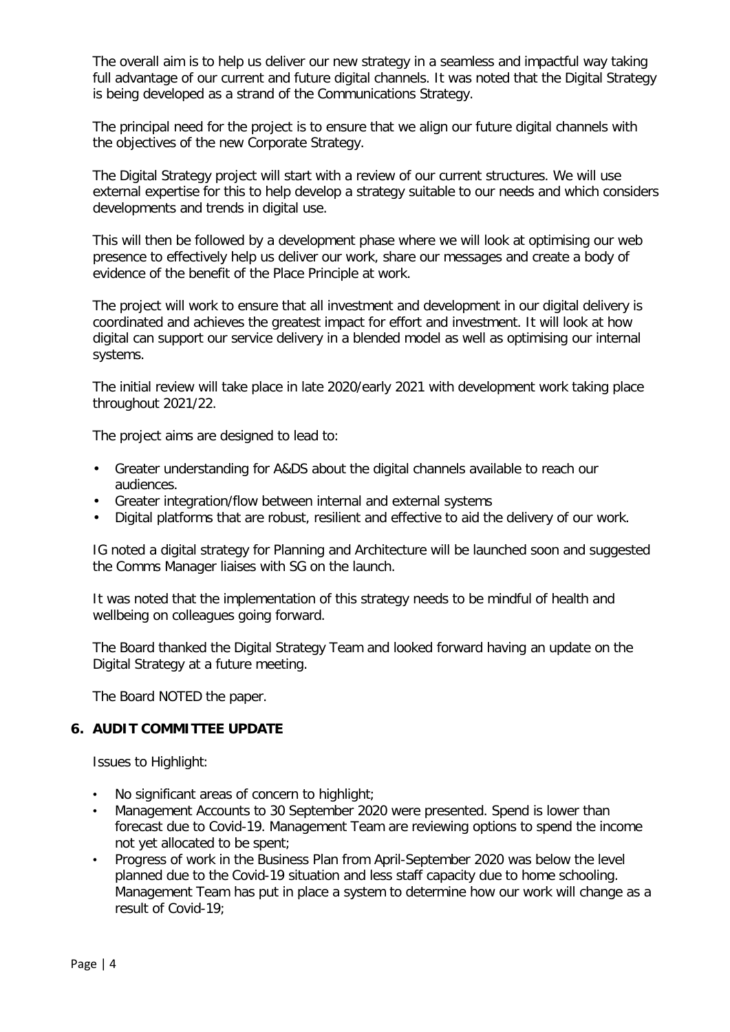The overall aim is to help us deliver our new strategy in a seamless and impactful way taking full advantage of our current and future digital channels. It was noted that the Digital Strategy is being developed as a strand of the Communications Strategy.

The principal need for the project is to ensure that we align our future digital channels with the objectives of the new Corporate Strategy.

The Digital Strategy project will start with a review of our current structures. We will use external expertise for this to help develop a strategy suitable to our needs and which considers developments and trends in digital use.

This will then be followed by a development phase where we will look at optimising our web presence to effectively help us deliver our work, share our messages and create a body of evidence of the benefit of the Place Principle at work.

The project will work to ensure that all investment and development in our digital delivery is coordinated and achieves the greatest impact for effort and investment. It will look at how digital can support our service delivery in a blended model as well as optimising our internal systems.

The initial review will take place in late 2020/early 2021 with development work taking place throughout 2021/22.

The project aims are designed to lead to:

- Greater understanding for A&DS about the digital channels available to reach our audiences.
- Greater integration/flow between internal and external systems
- Digital platforms that are robust, resilient and effective to aid the delivery of our work.

IG noted a digital strategy for Planning and Architecture will be launched soon and suggested the Comms Manager liaises with SG on the launch.

It was noted that the implementation of this strategy needs to be mindful of health and wellbeing on colleagues going forward.

The Board thanked the Digital Strategy Team and looked forward having an update on the Digital Strategy at a future meeting.

The Board NOTED the paper.

## 6. AUDIT COMMITTEE UPDATE

Issues to Highlight:

- No significant areas of concern to highlight;
- Management Accounts to 30 September 2020 were presented. Spend is lower than forecast due to Covid-19. Management Team are reviewing options to spend the income not yet allocated to be spent;
- Progress of work in the Business Plan from April-September 2020 was below the level planned due to the Covid-19 situation and less staff capacity due to home schooling. Management Team has put in place a system to determine how our work will change as a result of Covid-19;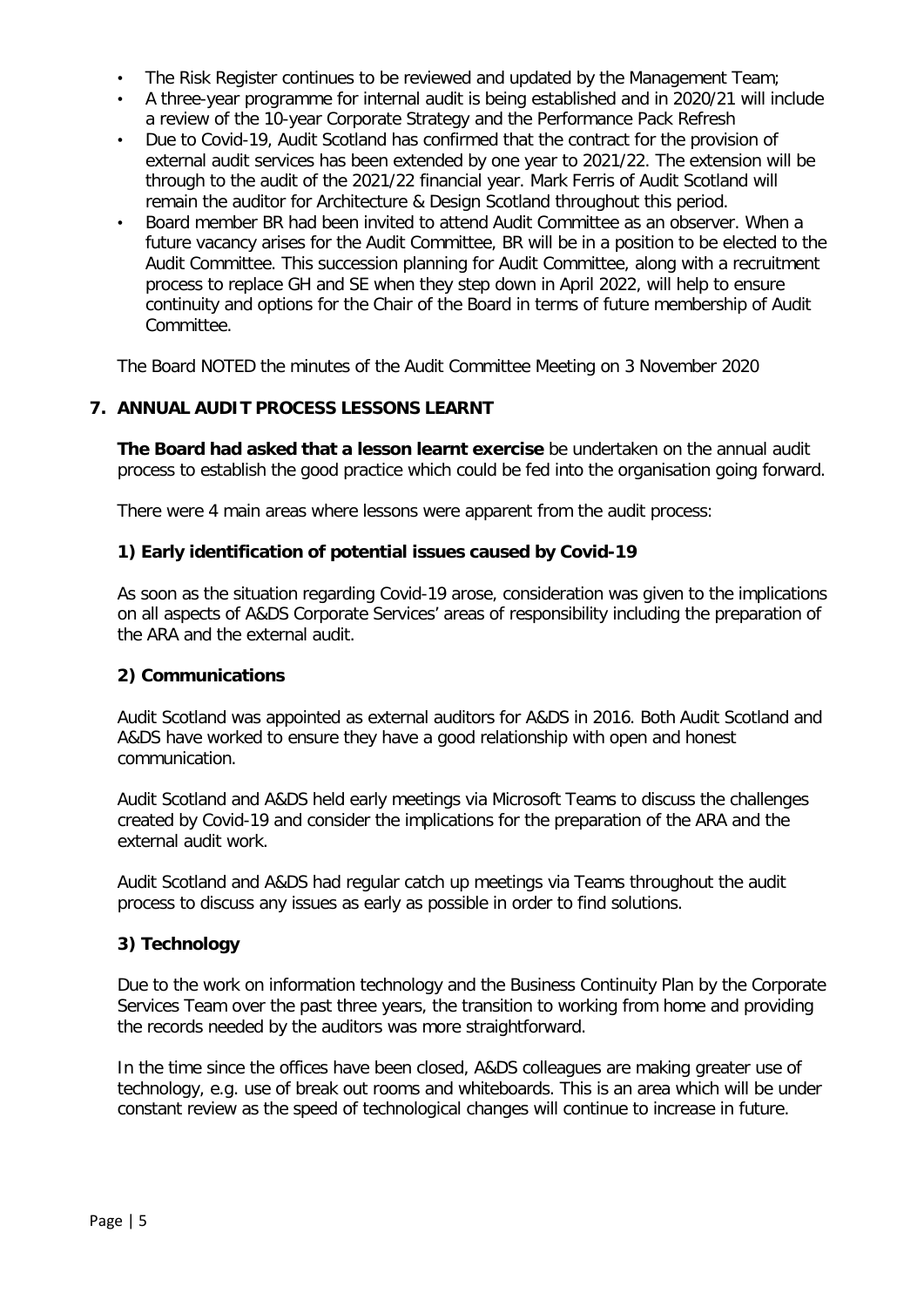- The Risk Register continues to be reviewed and updated by the Management Team;
- A three-year programme for internal audit is being established and in 2020/21 will include a review of the 10-year Corporate Strategy and the Performance Pack Refresh
- Due to Covid-19, Audit Scotland has confirmed that the contract for the provision of external audit services has been extended by one year to 2021/22. The extension will be through to the audit of the 2021/22 financial year. Mark Ferris of Audit Scotland will remain the auditor for Architecture & Design Scotland throughout this period.
- Board member BR had been invited to attend Audit Committee as an observer. When a future vacancy arises for the Audit Committee, BR will be in a position to be elected to the Audit Committee. This succession planning for Audit Committee, along with a recruitment process to replace GH and SE when they step down in April 2022, will help to ensure continuity and options for the Chair of the Board in terms of future membership of Audit Committee.

The Board NOTED the minutes of the Audit Committee Meeting on 3 November 2020

## 7. ANNUAL AUDIT PROCESS LESSONS LEARNT

**The Board had asked that a lesson learnt exercise** be undertaken on the annual audit process to establish the good practice which could be fed into the organisation going forward.

There were 4 main areas where lessons were apparent from the audit process:

### 1) Early identification of potential issues caused by Covid-19

As soon as the situation regarding Covid-19 arose, consideration was given to the implications on all aspects of A&DS Corporate Services' areas of responsibility including the preparation of the ARA and the external audit.

### 2) Communications

Audit Scotland was appointed as external auditors for A&DS in 2016. Both Audit Scotland and A&DS have worked to ensure they have a good relationship with open and honest communication.

Audit Scotland and A&DS held early meetings via Microsoft Teams to discuss the challenges created by Covid-19 and consider the implications for the preparation of the ARA and the external audit work.

Audit Scotland and A&DS had regular catch up meetings via Teams throughout the audit process to discuss any issues as early as possible in order to find solutions.

### 3) Technology

Due to the work on information technology and the Business Continuity Plan by the Corporate Services Team over the past three years, the transition to working from home and providing the records needed by the auditors was more straightforward.

In the time since the offices have been closed, A&DS colleagues are making greater use of technology, e.g. use of break out rooms and whiteboards. This is an area which will be under constant review as the speed of technological changes will continue to increase in future.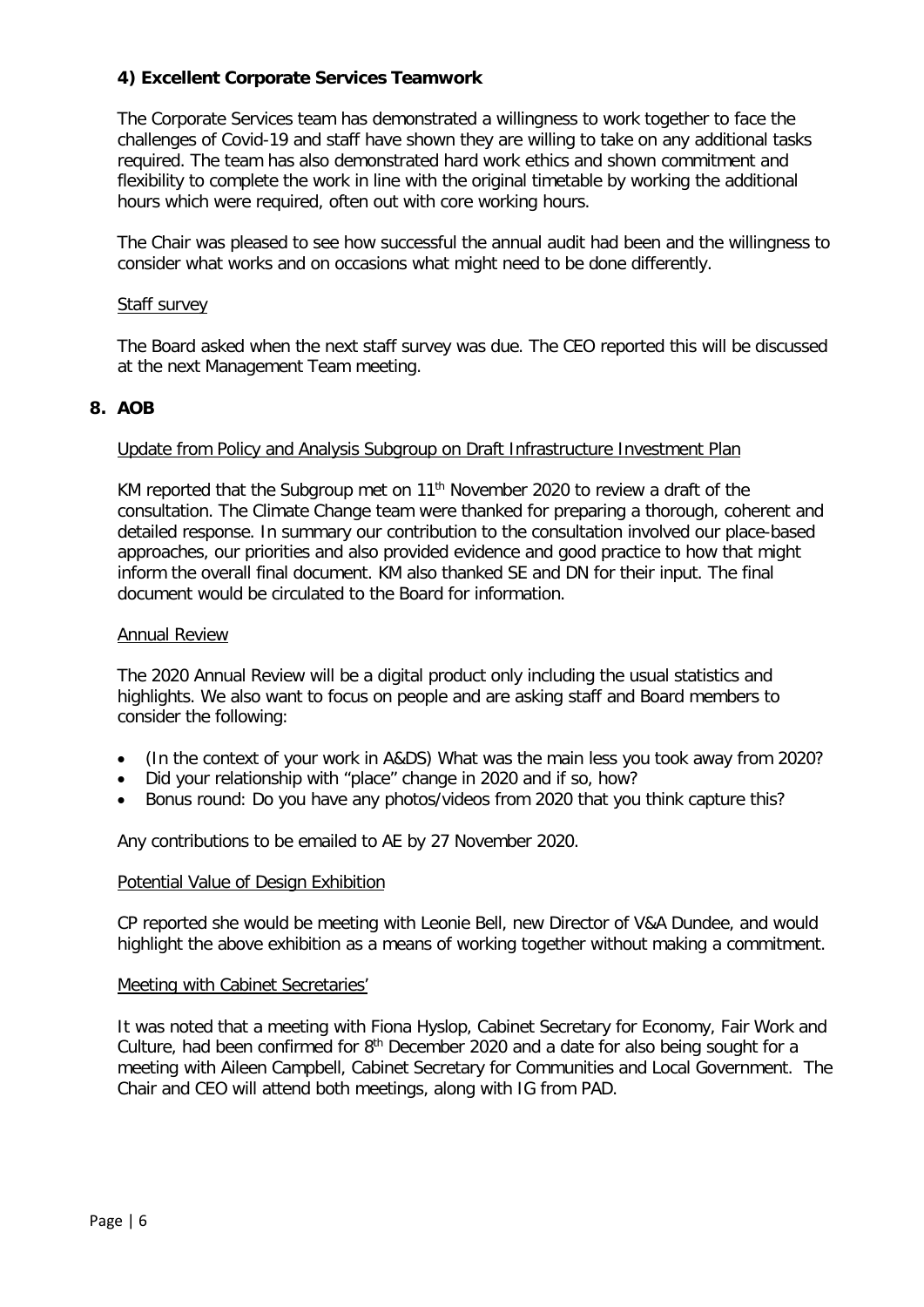**4) Excellent Corporate Services Teamwork**

The Corporate Services team has demonstrated a willingness to work together to face the challenges of Covid-19 and staff have shown they are willing to take on any additional tasks required. The team has also demonstrated hard work ethics and shown commitment and flexibility to complete the work in line with the original timetable by working the additional hours which were required, often out with core working hours.

The Chair was pleased to see how successful the annual audit had been and the willingness to consider what works and on occasions what might need to be done differently.

Staff survey

The Board asked when the next staff survey was due. The CEO reported this will be discussed at the next Management Team meeting.

## 8. AOB

Update from Policy and Analysis Subgroup on Draft Infrastructure Investment Plan

KM reported that the Subgroup met on 11th November 2020 to review a draft of the consultation. The Climate Change team were thanked for preparing a thorough, coherent and detailed response. In summary our contribution to the consultation involved our place-based approaches, our priorities and also provided evidence and good practice to how that might inform the overall final document. KM also thanked SE and DN for their input. The final document would be circulated to the Board for information.

Annual Review

The 2020 Annual Review will be a digital product only including the usual statistics and highlights. We also want to focus on people and are asking staff and Board members to consider the following:

- (In the context of your work in A&DS) What was the main less you took away from 2020?
- Did your relationship with "place" change in 2020 and if so, how?
- Bonus round: Do you have any photos/videos from 2020 that you think capture this?

Any contributions to be emailed to AE by 27 November 2020.

Potential Value of Design Exhibition

CP reported she would be meeting with Leonie Bell, new Director of V&A Dundee, and would highlight the above exhibition as a means of working together without making a commitment.

Meeting with Cabinet Secretaries'

It was noted that a meeting with Fiona Hyslop, Cabinet Secretary for Economy, Fair Work and Culture, had been confirmed for 8th December 2020 and a date for also being sought for a meeting with Aileen Campbell, Cabinet Secretary for Communities and Local Government. The Chair and CEO will attend both meetings, along with IG from PAD.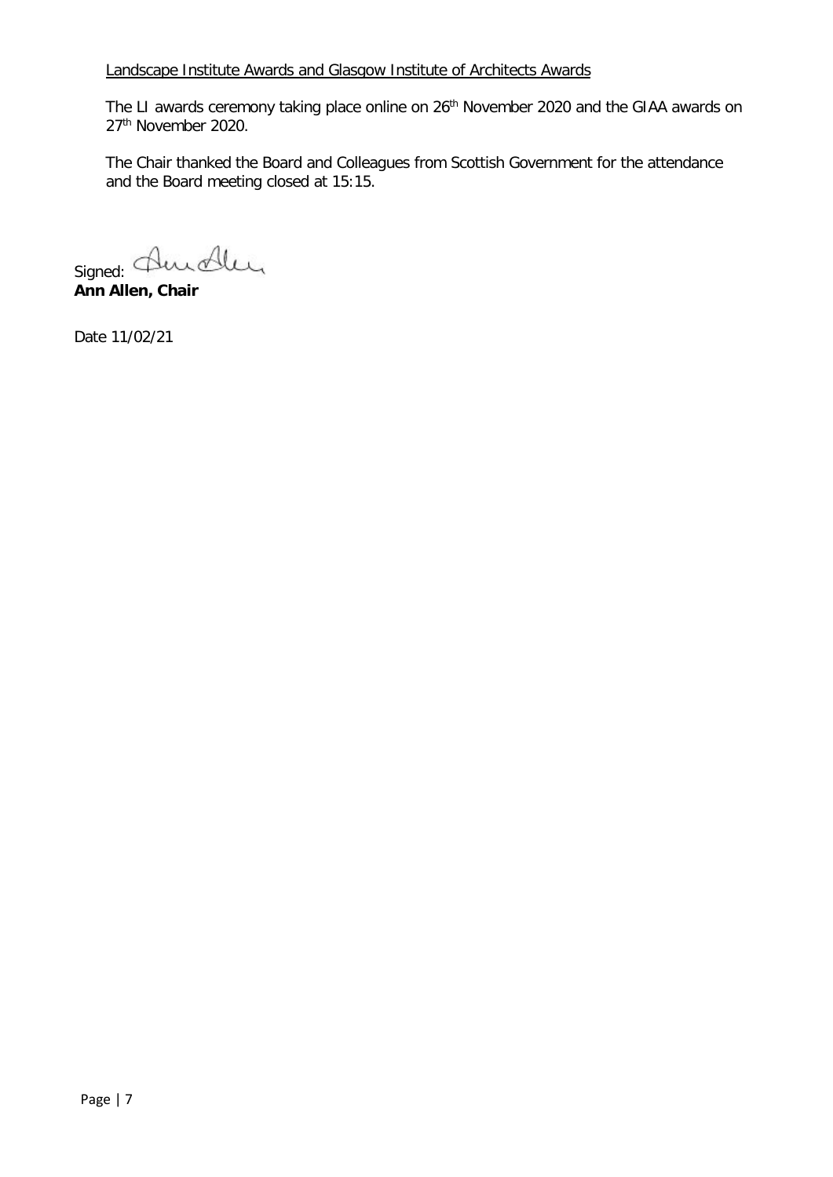Landscape Institute Awards and Glasgow Institute of Architects Awards

The LI awards ceremony taking place online on 26th November 2020 and the GIAA awards on 27th November 2020.

The Chair thanked the Board and Colleagues from Scottish Government for the attendance and the Board meeting closed at 15:15.

Signed:

**Ann Allen, Chair**

Date 11/02/21